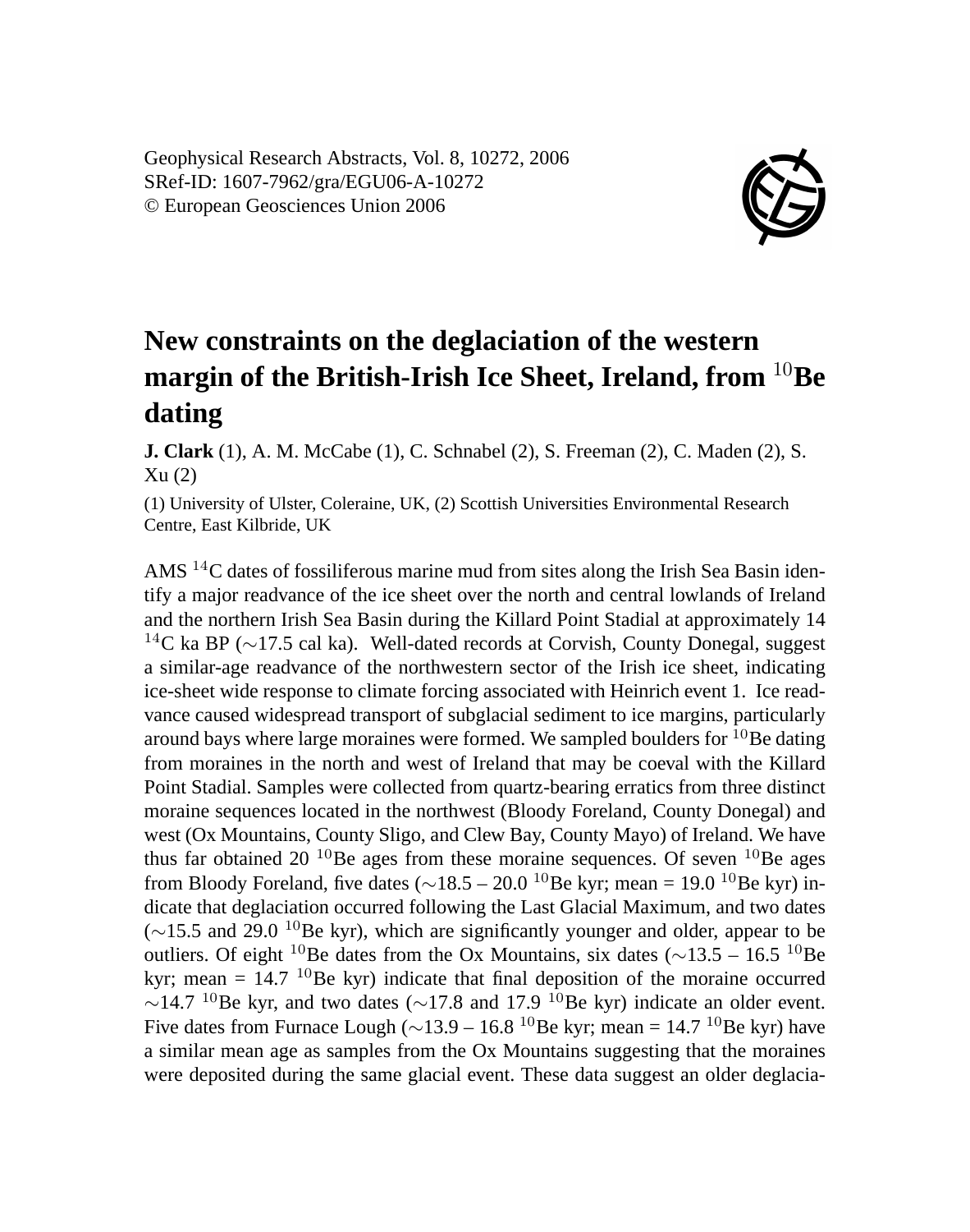Geophysical Research Abstracts, Vol. 8, 10272, 2006
SRef-ID: 1607-7962/gra/EGU06-A-10272
© European Geosciences Union 2006

# New constraints on the deglaciation of the western margin of the British-Irish Ice Sheet, Ireland, from $^{10}$Be dating

**J. Clark** (1), A. M. McCabe (1), C. Schnabel (2), S. Freeman (2), C. Maden (2), S. Xu (2)

(1) University of Ulster, Coleraine, UK, (2) Scottish Universities Environmental Research Centre, East Kilbride, UK

AMS $^{14}$C dates of fossiliferous marine mud from sites along the Irish Sea Basin identify a major readvance of the ice sheet over the north and central lowlands of Ireland and the northern Irish Sea Basin during the Killard Point Stadial at approximately 14 $^{14}$C ka BP ($\sim$17.5 cal ka). Well-dated records at Corvish, County Donegal, suggest a similar-age readvance of the northwestern sector of the Irish ice sheet, indicating ice-sheet wide response to climate forcing associated with Heinrich event 1. Ice readvance caused widespread transport of subglacial sediment to ice margins, particularly around bays where large moraines were formed. We sampled boulders for $^{10}$Be dating from moraines in the north and west of Ireland that may be coeval with the Killard Point Stadial. Samples were collected from quartz-bearing erratics from three distinct moraine sequences located in the northwest (Bloody Foreland, County Donegal) and west (Ox Mountains, County Sligo, and Clew Bay, County Mayo) of Ireland. We have thus far obtained 20 $^{10}$Be ages from these moraine sequences. Of seven $^{10}$Be ages from Bloody Foreland, five dates ($\sim$18.5 – 20.0 $^{10}$Be kyr; mean = 19.0 $^{10}$Be kyr) indicate that deglaciation occurred following the Last Glacial Maximum, and two dates ($\sim$15.5 and 29.0 $^{10}$Be kyr), which are significantly younger and older, appear to be outliers. Of eight $^{10}$Be dates from the Ox Mountains, six dates ($\sim$13.5 – 16.5 $^{10}$Be kyr; mean = 14.7 $^{10}$Be kyr) indicate that final deposition of the moraine occurred $\sim$14.7 $^{10}$Be kyr, and two dates ($\sim$17.8 and 17.9 $^{10}$Be kyr) indicate an older event. Five dates from Furnace Lough ($\sim$13.9 – 16.8 $^{10}$Be kyr; mean = 14.7 $^{10}$Be kyr) have a similar mean age as samples from the Ox Mountains suggesting that the moraines were deposited during the same glacial event. These data suggest an older deglacia-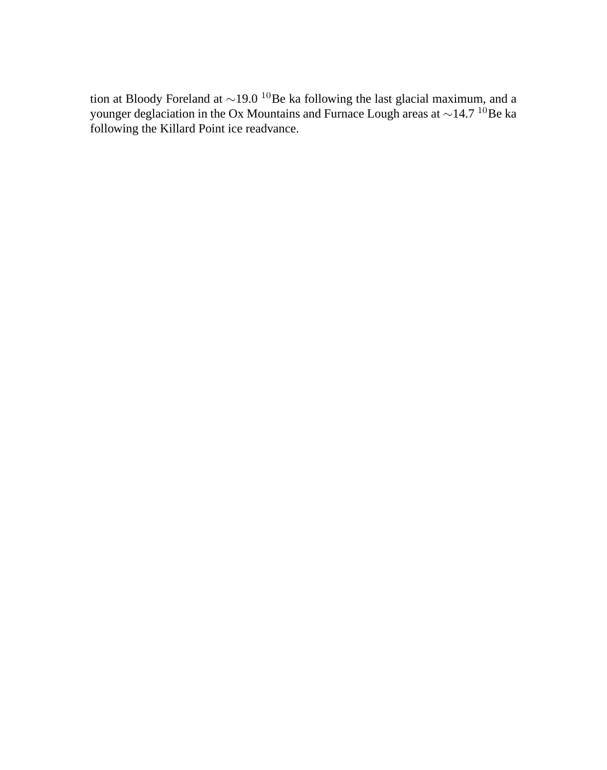tion at Bloody Foreland at $\sim$19.0 $^{10}$Be ka following the last glacial maximum, and a younger deglaciation in the Ox Mountains and Furnace Lough areas at $\sim$14.7 $^{10}$Be ka following the Killard Point ice readvance.